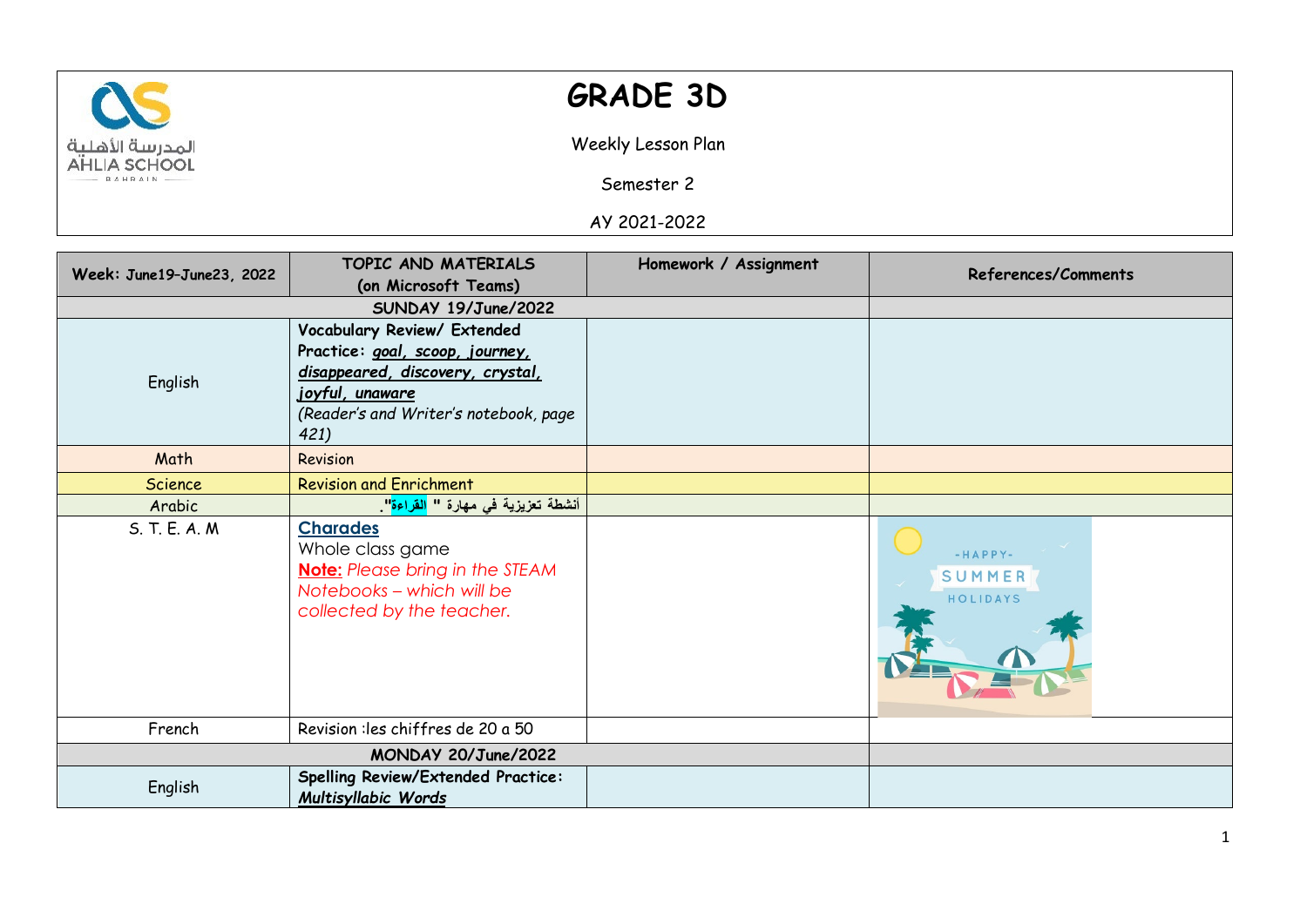# GRADE 3D

Weekly Lesson Plan

Semester 2

AY 2021-2022

| Week: June19–June23, 2022 | TOPIC AND MATERIALS (on Microsoft Teams) | Homework / Assignment | References/Comments |
|---|---|---|---|
| **SUNDAY 19/June/2022** | | | |
| English | **Vocabulary Review/ Extended Practice:** ***goal, scoop, journey, disappeared, discovery, crystal, joyful, unaware*** *(Reader's and Writer's notebook, page 421)* | | |
| Math | Revision | | |
| Science | Revision and Enrichment | | |
| Arabic | أنشطة تعزيزية في مهارة " القراءة". | | |
| S. T. E. A. M | **Charades** Whole class game **Note:** *Please bring in the STEAM Notebooks – which will be collected by the teacher.* | | |
| French | Revision :les chiffres de 20 a 50 | | |
| **MONDAY 20/June/2022** | | | |
| English | **Spelling Review/Extended Practice:** ***Multisyllabic Words*** | | |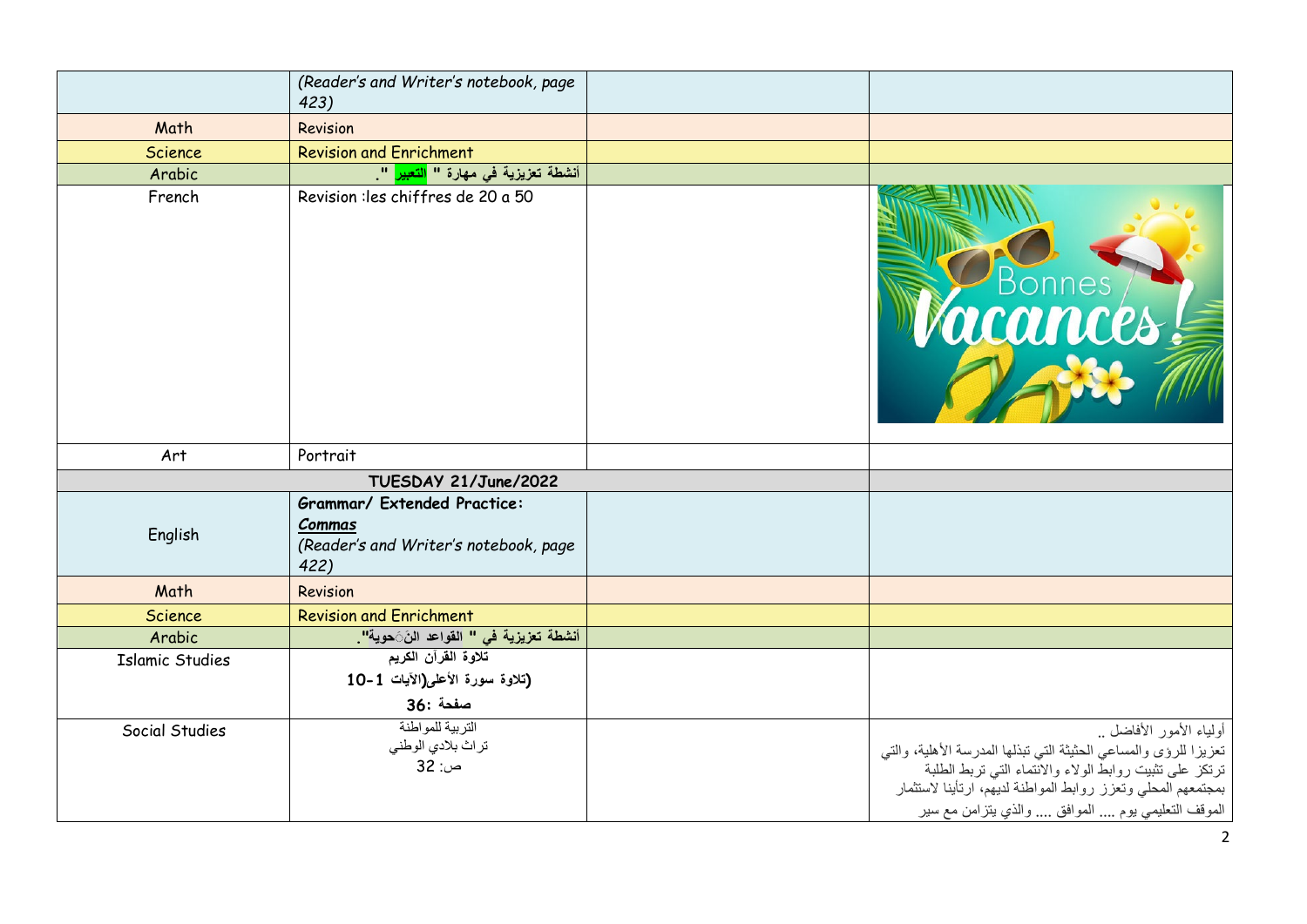| | | | |
|---|---|---|---|
| | *(Reader's and Writer's notebook, page 423)* | | |
| Math | Revision | | |
| Science | Revision and Enrichment | | |
| Arabic | **أنشطة تعزيزية في مهارة " التعبير ".** | | |
| French | Revision :les chiffres de 20 a 50 | | |
| Art | Portrait | | |
| **TUESDAY 21/June/2022** | | | |
| English | **Grammar/ Extended Practice:** ***Commas*** *(Reader's and Writer's notebook, page 422)* | | |
| Math | Revision | | |
| Science | Revision and Enrichment | | |
| Arabic | **أنشطة تعزيزية في " القواعد النَحوية".** | | |
| Islamic Studies | **تلاوة القرآن الكريم** **(تلاوة سورة الأعلى(الآيات 1-10** **صفحة :36** | | |
| Social Studies | التربية للمواطنة تراث بلادي الوطني ص: 32 | | أولياء الأمور الأفاضل .. تعزيزا للرؤى والمساعي الحثيثة التي تبذلها المدرسة الأهلية، والتي ترتكز على تثبيت روابط الولاء والانتماء التي تربط الطلبة بمجتمعهم المحلي وتعزز روابط المواطنة لديهم، ارتأينا لاستثمار الموقف التعليمي يوم .... الموافق .... والذي يتزامن مع سير |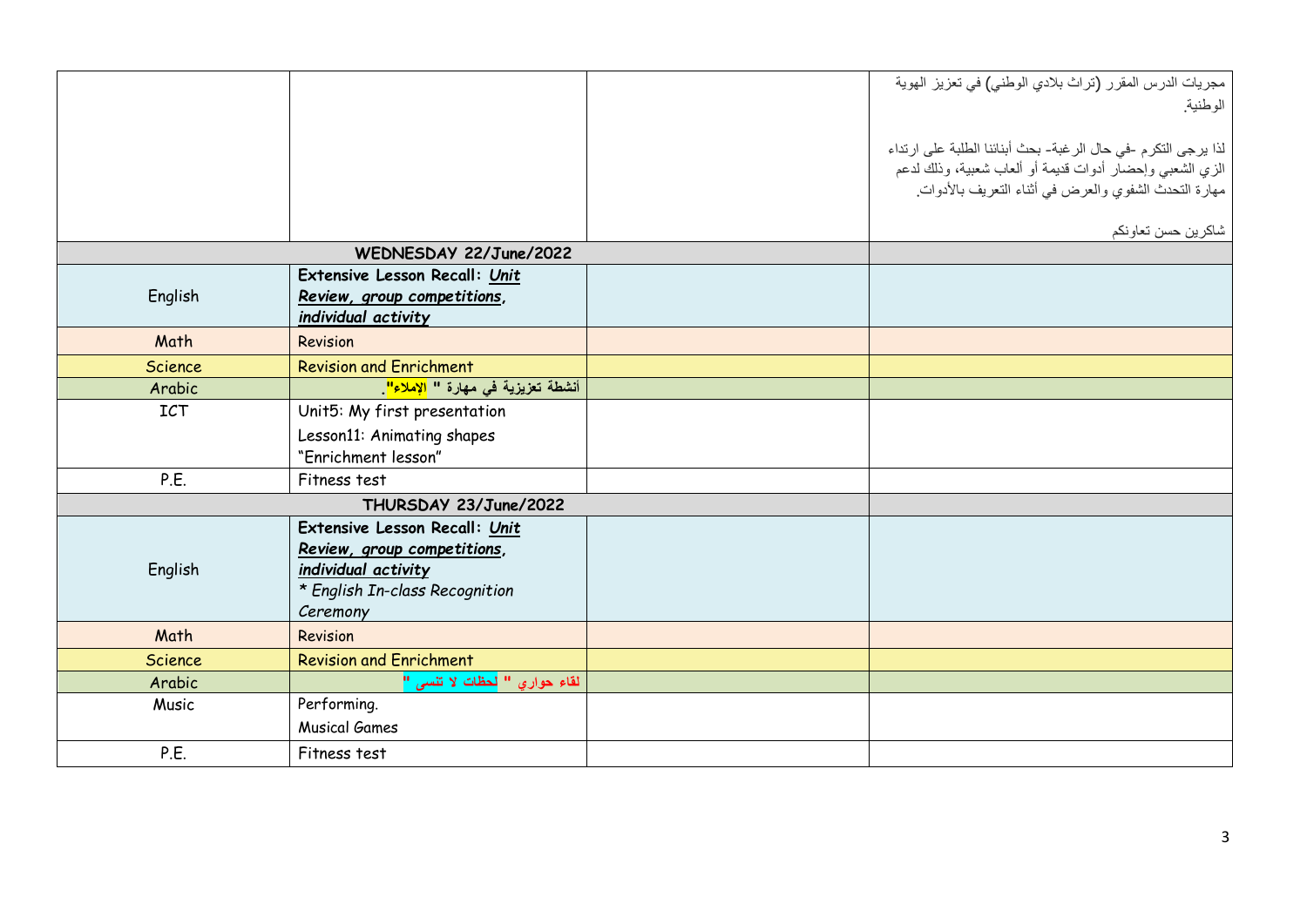| | | | |
|---|---|---|---|
| | | | مجريات الدرس المقرر (تراث بلادي الوطني) في تعزيز الهوية الوطنية.<br><br>لذا يرجى التكرم -في حال الرغبة- بحث أبنائنا الطلبة على ارتداء الزي الشعبي وإحضار أدوات قديمة أو ألعاب شعبية، وذلك لدعم مهارة التحدث الشفوي والعرض في أثناء التعريف بالأدوات.<br><br>شاكرين حسن تعاونكم |
| **WEDNESDAY 22/June/2022** | | | |
| English | **Extensive Lesson Recall: *Unit Review, group competitions, individual activity*** | | |
| Math | Revision | | |
| Science | Revision and Enrichment | | |
| Arabic | **أنشطة تعزيزية في مهارة " الإملاء".** | | |
| ICT | Unit5: My first presentation<br>Lesson11: Animating shapes<br>"Enrichment lesson" | | |
| P.E. | Fitness test | | |
| **THURSDAY 23/June/2022** | | | |
| English | **Extensive Lesson Recall: *Unit Review, group competitions, individual activity***<br>*\* English In-class Recognition Ceremony* | | |
| Math | Revision | | |
| Science | Revision and Enrichment | | |
| Arabic | **لقاء حواري " لحظات لا تنسى "** | | |
| Music | Performing.<br>Musical Games | | |
| P.E. | Fitness test | | |